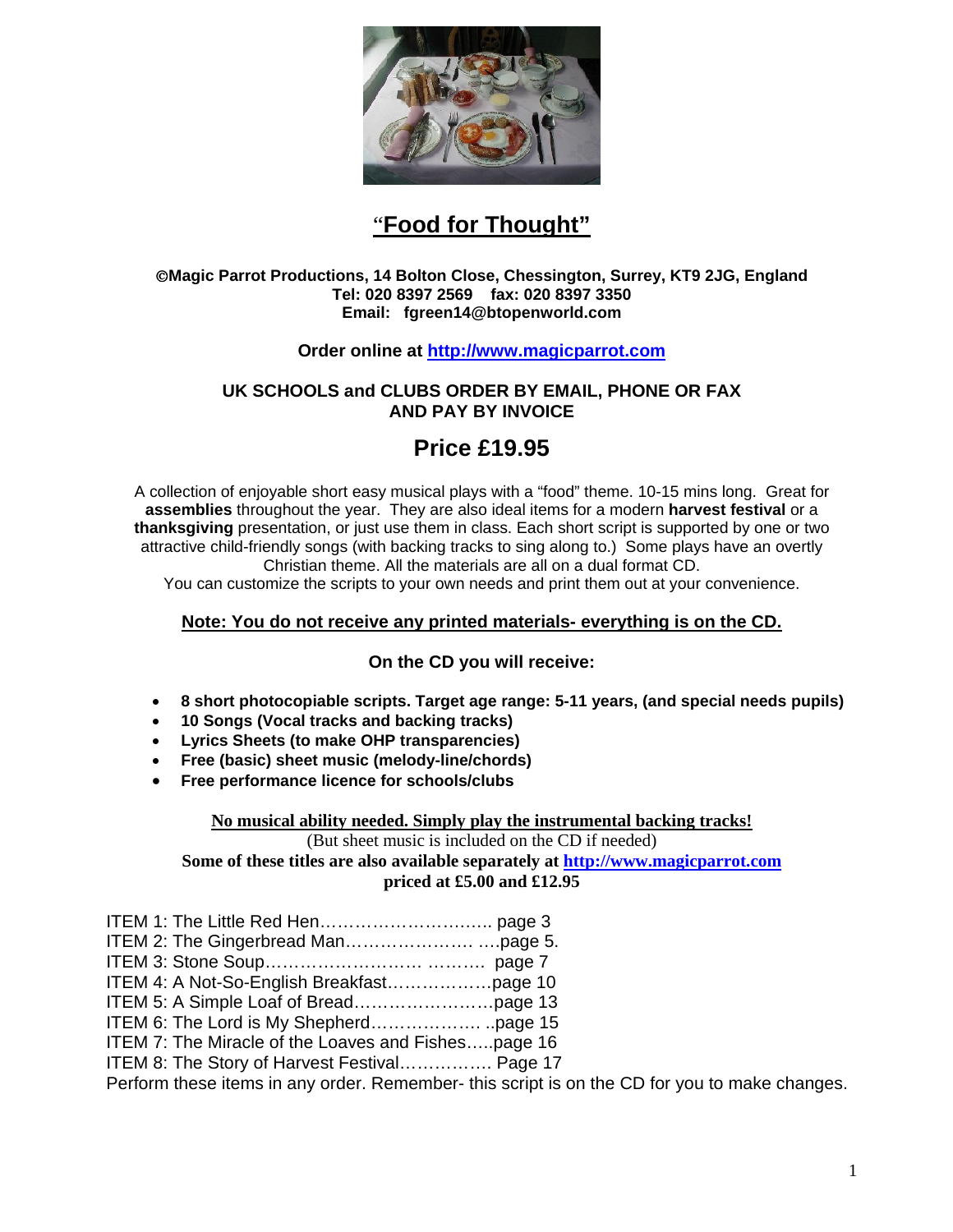# "Food for Thought"

**©Magic Parrot Productions, 14 Bolton Close, Chessington, Surrey, KT9 2JG, England**
**Tel: 020 8397 2569 fax: 020 8397 3350**
**Email: fgreen14@btopenworld.com**

**Order online at [http://www.magicparrot.com](http://www.magicparrot.com)**

**UK SCHOOLS and CLUBS ORDER BY EMAIL, PHONE OR FAX AND PAY BY INVOICE**

## Price £19.95

A collection of enjoyable short easy musical plays with a "food" theme. 10-15 mins long. Great for **assemblies** throughout the year. They are also ideal items for a modern **harvest festival** or a **thanksgiving** presentation, or just use them in class. Each short script is supported by one or two attractive child-friendly songs (with backing tracks to sing along to.) Some plays have an overtly Christian theme. All the materials are all on a dual format CD.
You can customize the scripts to your own needs and print them out at your convenience.

**Note: You do not receive any printed materials- everything is on the CD.**

**On the CD you will receive:**

- **8 short photocopiable scripts. Target age range: 5-11 years, (and special needs pupils)**
- **10 Songs (Vocal tracks and backing tracks)**
- **Lyrics Sheets (to make OHP transparencies)**
- **Free (basic) sheet music (melody-line/chords)**
- **Free performance licence for schools/clubs**

**No musical ability needed. Simply play the instrumental backing tracks!**
(But sheet music is included on the CD if needed)
**Some of these titles are also available separately at [http://www.magicparrot.com](http://www.magicparrot.com) priced at £5.00 and £12.95**

ITEM 1: The Little Red Hen………………………….. page 3
ITEM 2: The Gingerbread Man…………………. ….page 5.
ITEM 3: Stone Soup……………………… ………. page 7
ITEM 4: A Not-So-English Breakfast………………page 10
ITEM 5: A Simple Loaf of Bread……………………page 13
ITEM 6: The Lord is My Shepherd………………. ..page 15
ITEM 7: The Miracle of the Loaves and Fishes…..page 16
ITEM 8: The Story of Harvest Festival……………. Page 17
Perform these items in any order. Remember- this script is on the CD for you to make changes.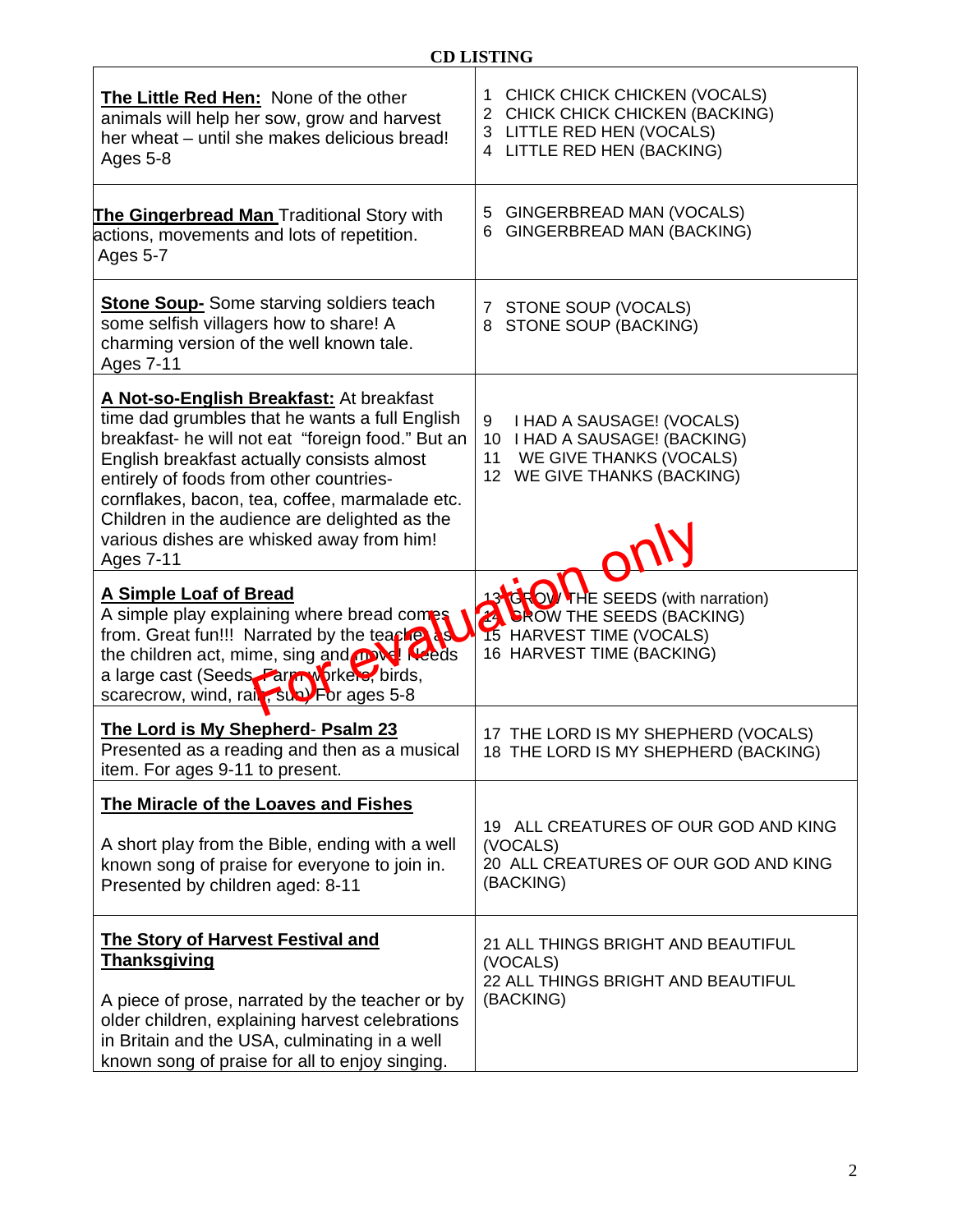**CD LISTING**

| | |
|---|---|
| **The Little Red Hen:** None of the other animals will help her sow, grow and harvest her wheat – until she makes delicious bread! Ages 5-8 | 1 CHICK CHICK CHICKEN (VOCALS)<br>2 CHICK CHICK CHICKEN (BACKING)<br>3 LITTLE RED HEN (VOCALS)<br>4 LITTLE RED HEN (BACKING) |
| **The Gingerbread Man** Traditional Story with actions, movements and lots of repetition. Ages 5-7 | 5 GINGERBREAD MAN (VOCALS)<br>6 GINGERBREAD MAN (BACKING) |
| **Stone Soup-** Some starving soldiers teach some selfish villagers how to share! A charming version of the well known tale. Ages 7-11 | 7 STONE SOUP (VOCALS)<br>8 STONE SOUP (BACKING) |
| **A Not-so-English Breakfast:** At breakfast time dad grumbles that he wants a full English breakfast- he will not eat "foreign food." But an English breakfast actually consists almost entirely of foods from other countries- cornflakes, bacon, tea, coffee, marmalade etc. Children in the audience are delighted as the various dishes are whisked away from him! Ages 7-11 | 9 I HAD A SAUSAGE! (VOCALS)<br>10 I HAD A SAUSAGE! (BACKING)<br>11 WE GIVE THANKS (VOCALS)<br>12 WE GIVE THANKS (BACKING) |
| **A Simple Loaf of Bread**<br>A simple play explaining where bread comes from. Great fun!!! Narrated by the teacher as the children act, mime, sing and move! Needs a large cast (Seeds, Farm workers, birds, scarecrow, wind, rain, sun) For ages 5-8 | 13 GROW THE SEEDS (with narration)<br>14 GROW THE SEEDS (BACKING)<br>15 HARVEST TIME (VOCALS)<br>16 HARVEST TIME (BACKING) |
| **The Lord is My Shepherd- Psalm 23**<br>Presented as a reading and then as a musical item. For ages 9-11 to present. | 17 THE LORD IS MY SHEPHERD (VOCALS)<br>18 THE LORD IS MY SHEPHERD (BACKING) |
| **The Miracle of the Loaves and Fishes**<br><br>A short play from the Bible, ending with a well known song of praise for everyone to join in. Presented by children aged: 8-11 | 19 ALL CREATURES OF OUR GOD AND KING (VOCALS)<br>20 ALL CREATURES OF OUR GOD AND KING (BACKING) |
| **The Story of Harvest Festival and Thanksgiving**<br><br>A piece of prose, narrated by the teacher or by older children, explaining harvest celebrations in Britain and the USA, culminating in a well known song of praise for all to enjoy singing. | 21 ALL THINGS BRIGHT AND BEAUTIFUL (VOCALS)<br>22 ALL THINGS BRIGHT AND BEAUTIFUL (BACKING) |

For evaluation only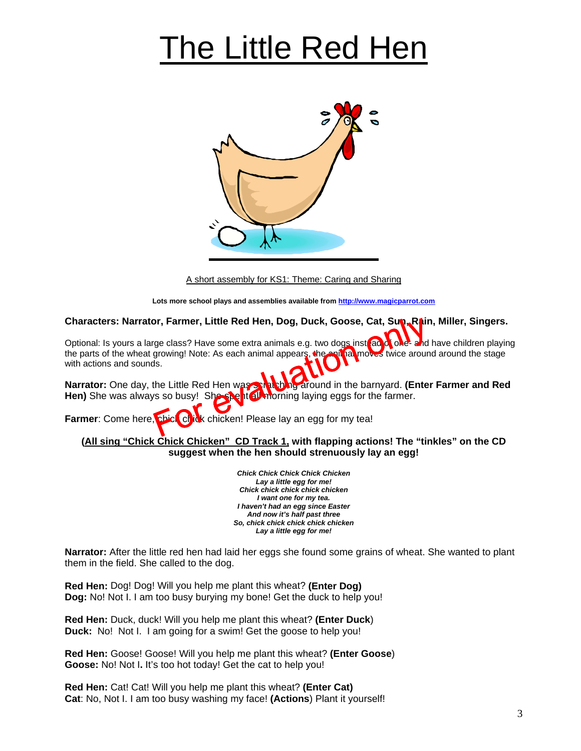# The Little Red Hen

A short assembly for KS1: Theme: Caring and Sharing

**Lots more school plays and assemblies available from http://www.magicparrot.com**

**Characters: Narrator, Farmer, Little Red Hen, Dog, Duck, Goose, Cat, Sun, Rain, Miller, Singers.**

Optional: Is yours a large class? Have some extra animals e.g. two dogs instead of one- and have children playing the parts of the wheat growing! Note: As each animal appears, the animal moves twice around around the stage with actions and sounds.

**Narrator:** One day, the Little Red Hen was scratching around in the barnyard. **(Enter Farmer and Red Hen)** She was always so busy! She spent all morning laying eggs for the farmer.

**Farmer**: Come here, chick chick chicken! Please lay an egg for my tea!

**(All sing "Chick Chick Chicken" CD Track 1, with flapping actions! The "tinkles" on the CD suggest when the hen should strenuously lay an egg!**

***Chick Chick Chick Chick Chicken***
***Lay a little egg for me!***
***Chick chick chick chick chicken***
***I want one for my tea.***
***I haven't had an egg since Easter***
***And now it's half past three***
***So, chick chick chick chick chicken***
***Lay a little egg for me!***

**Narrator:** After the little red hen had laid her eggs she found some grains of wheat. She wanted to plant them in the field. She called to the dog.

**Red Hen:** Dog! Dog! Will you help me plant this wheat? **(Enter Dog)**
**Dog:** No! Not I. I am too busy burying my bone! Get the duck to help you!

**Red Hen:** Duck, duck! Will you help me plant this wheat? **(Enter Duck)**
**Duck:** No! Not I. I am going for a swim! Get the goose to help you!

**Red Hen:** Goose! Goose! Will you help me plant this wheat? **(Enter Goose)**
**Goose:** No! Not I. It's too hot today! Get the cat to help you!

**Red Hen:** Cat! Cat! Will you help me plant this wheat? **(Enter Cat)**
**Cat**: No, Not I. I am too busy washing my face! **(Actions)** Plant it yourself!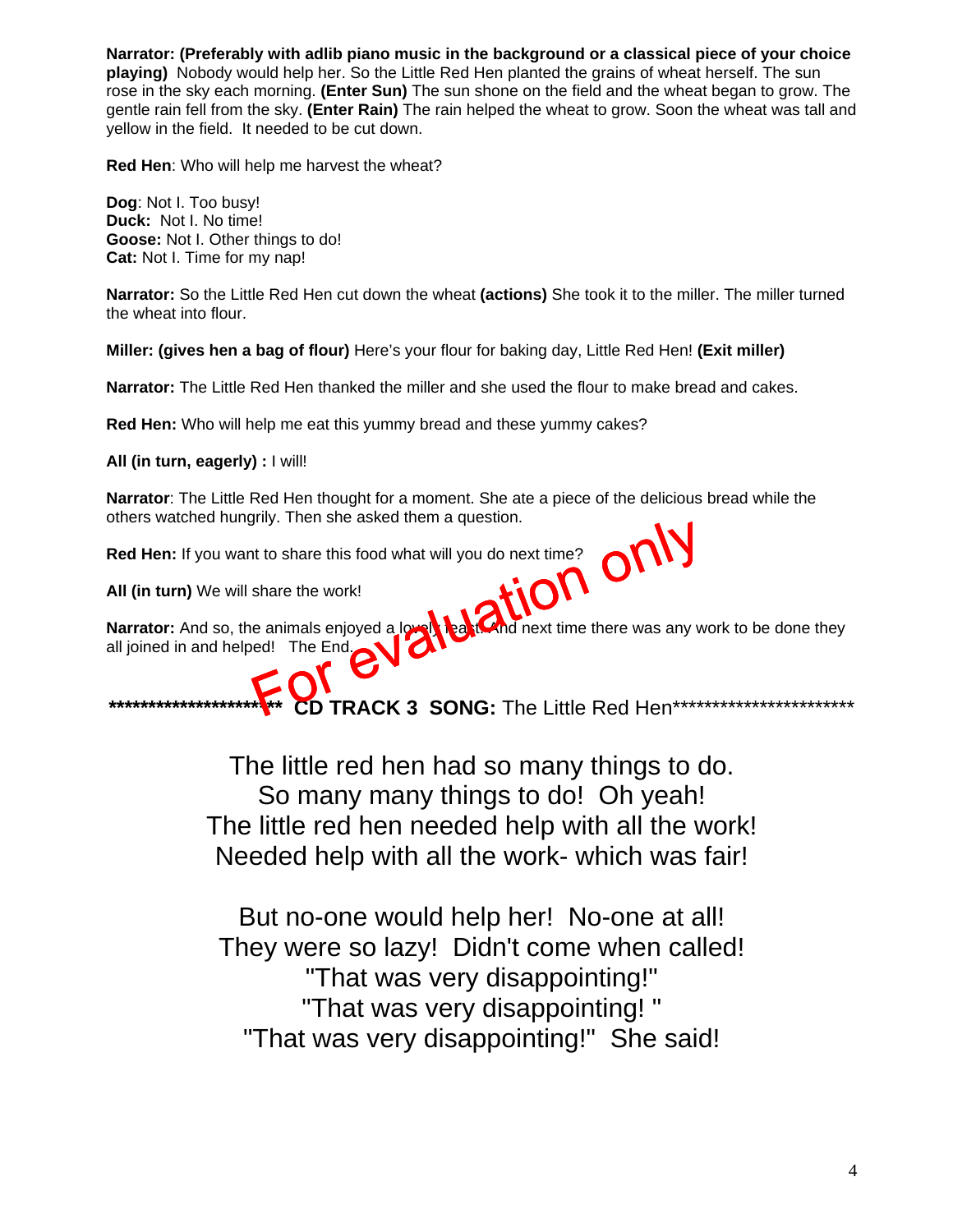**Narrator: (Preferably with adlib piano music in the background or a classical piece of your choice playing)** Nobody would help her. So the Little Red Hen planted the grains of wheat herself. The sun rose in the sky each morning. **(Enter Sun)** The sun shone on the field and the wheat began to grow. The gentle rain fell from the sky. **(Enter Rain)** The rain helped the wheat to grow. Soon the wheat was tall and yellow in the field. It needed to be cut down.

**Red Hen**: Who will help me harvest the wheat?

**Dog**: Not I. Too busy!
**Duck:** Not I. No time!
**Goose:** Not I. Other things to do!
**Cat:** Not I. Time for my nap!

**Narrator:** So the Little Red Hen cut down the wheat **(actions)** She took it to the miller. The miller turned the wheat into flour.

**Miller: (gives hen a bag of flour)** Here's your flour for baking day, Little Red Hen! **(Exit miller)**

**Narrator:** The Little Red Hen thanked the miller and she used the flour to make bread and cakes.

**Red Hen:** Who will help me eat this yummy bread and these yummy cakes?

**All (in turn, eagerly) :** I will!

**Narrator**: The Little Red Hen thought for a moment. She ate a piece of the delicious bread while the others watched hungrily. Then she asked them a question.

**Red Hen:** If you want to share this food what will you do next time?

**All (in turn)** We will share the work!

**Narrator:** And so, the animals enjoyed a lovely feast. And next time there was any work to be done they all joined in and helped! The End.

For evaluation only

********************** **CD TRACK 3 SONG:** The Little Red Hen************************

The little red hen had so many things to do.
So many many things to do! Oh yeah!
The little red hen needed help with all the work!
Needed help with all the work- which was fair!

But no-one would help her! No-one at all!
They were so lazy! Didn't come when called!
"That was very disappointing!"
"That was very disappointing! "
"That was very disappointing!" She said!